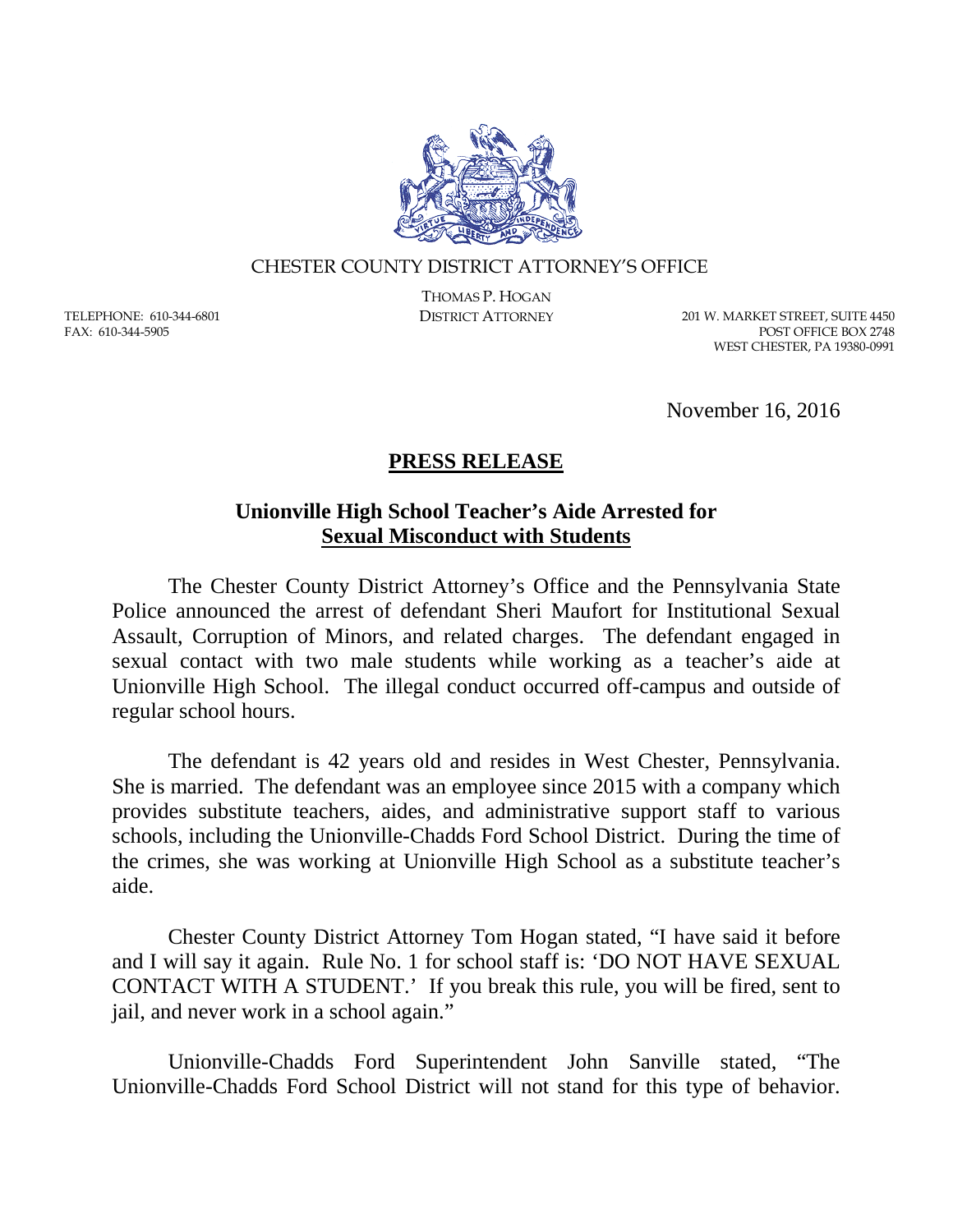CHESTER COUNTY DISTRICT ATTORNEY'S OFFICE

THOMAS P. HOGAN
DISTRICT ATTORNEY

TELEPHONE: 610-344-6801
FAX: 610-344-5905

201 W. MARKET STREET, SUITE 4450
POST OFFICE BOX 2748
WEST CHESTER, PA 19380-0991

November 16, 2016

# PRESS RELEASE

## Unionville High School Teacher's Aide Arrested for Sexual Misconduct with Students

The Chester County District Attorney's Office and the Pennsylvania State Police announced the arrest of defendant Sheri Maufort for Institutional Sexual Assault, Corruption of Minors, and related charges. The defendant engaged in sexual contact with two male students while working as a teacher's aide at Unionville High School. The illegal conduct occurred off-campus and outside of regular school hours.

The defendant is 42 years old and resides in West Chester, Pennsylvania. She is married. The defendant was an employee since 2015 with a company which provides substitute teachers, aides, and administrative support staff to various schools, including the Unionville-Chadds Ford School District. During the time of the crimes, she was working at Unionville High School as a substitute teacher's aide.

Chester County District Attorney Tom Hogan stated, "I have said it before and I will say it again. Rule No. 1 for school staff is: 'DO NOT HAVE SEXUAL CONTACT WITH A STUDENT.' If you break this rule, you will be fired, sent to jail, and never work in a school again."

Unionville-Chadds Ford Superintendent John Sanville stated, "The Unionville-Chadds Ford School District will not stand for this type of behavior.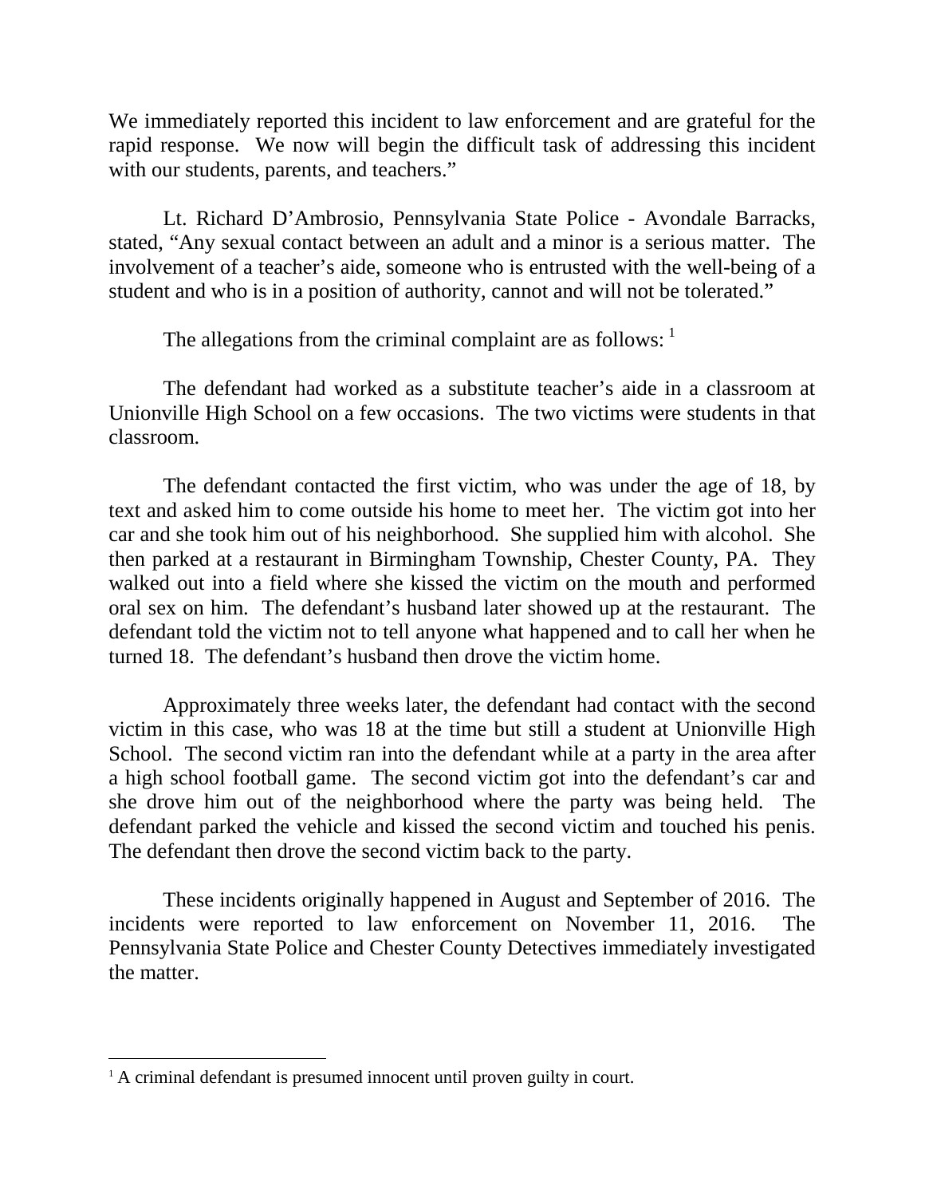We immediately reported this incident to law enforcement and are grateful for the rapid response. We now will begin the difficult task of addressing this incident with our students, parents, and teachers."

Lt. Richard D'Ambrosio, Pennsylvania State Police - Avondale Barracks, stated, "Any sexual contact between an adult and a minor is a serious matter. The involvement of a teacher's aide, someone who is entrusted with the well-being of a student and who is in a position of authority, cannot and will not be tolerated."

The allegations from the criminal complaint are as follows: [1]

The defendant had worked as a substitute teacher's aide in a classroom at Unionville High School on a few occasions. The two victims were students in that classroom.

The defendant contacted the first victim, who was under the age of 18, by text and asked him to come outside his home to meet her. The victim got into her car and she took him out of his neighborhood. She supplied him with alcohol. She then parked at a restaurant in Birmingham Township, Chester County, PA. They walked out into a field where she kissed the victim on the mouth and performed oral sex on him. The defendant's husband later showed up at the restaurant. The defendant told the victim not to tell anyone what happened and to call her when he turned 18. The defendant's husband then drove the victim home.

Approximately three weeks later, the defendant had contact with the second victim in this case, who was 18 at the time but still a student at Unionville High School. The second victim ran into the defendant while at a party in the area after a high school football game. The second victim got into the defendant's car and she drove him out of the neighborhood where the party was being held. The defendant parked the vehicle and kissed the second victim and touched his penis. The defendant then drove the second victim back to the party.

These incidents originally happened in August and September of 2016. The incidents were reported to law enforcement on November 11, 2016. The Pennsylvania State Police and Chester County Detectives immediately investigated the matter.

---

[1] A criminal defendant is presumed innocent until proven guilty in court.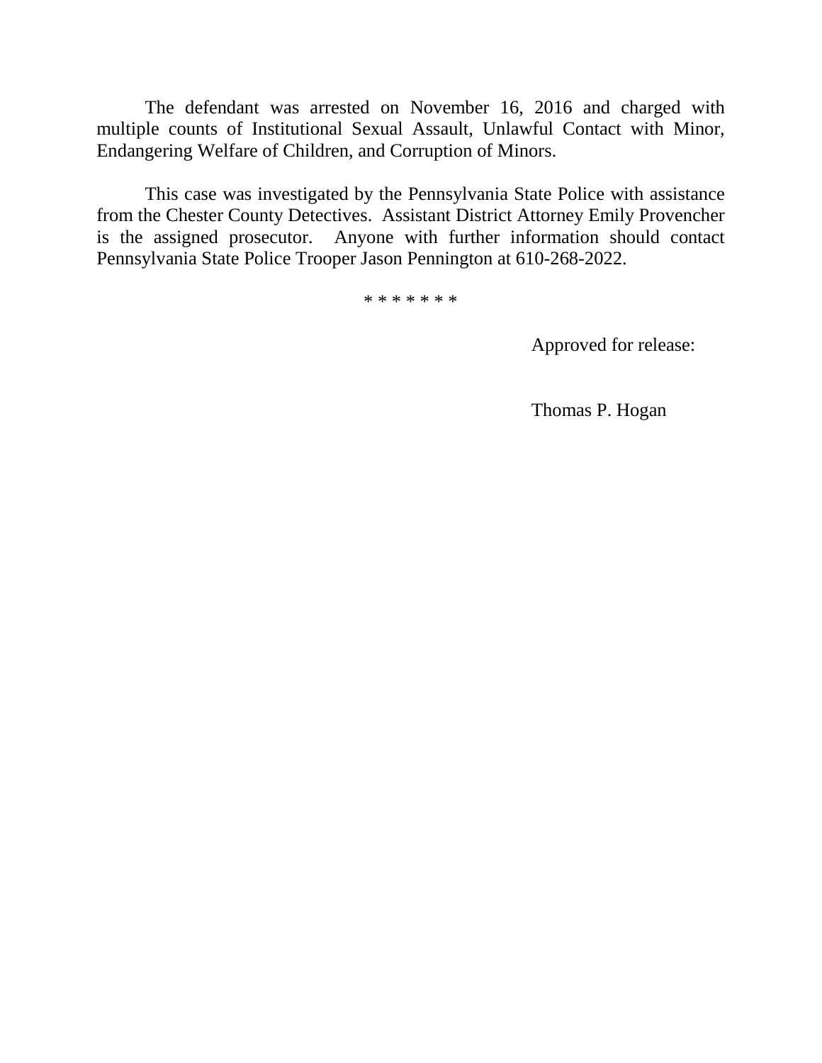The defendant was arrested on November 16, 2016 and charged with multiple counts of Institutional Sexual Assault, Unlawful Contact with Minor, Endangering Welfare of Children, and Corruption of Minors.

This case was investigated by the Pennsylvania State Police with assistance from the Chester County Detectives. Assistant District Attorney Emily Provencher is the assigned prosecutor. Anyone with further information should contact Pennsylvania State Police Trooper Jason Pennington at 610-268-2022.

* * * * * * *

Approved for release:

Thomas P. Hogan